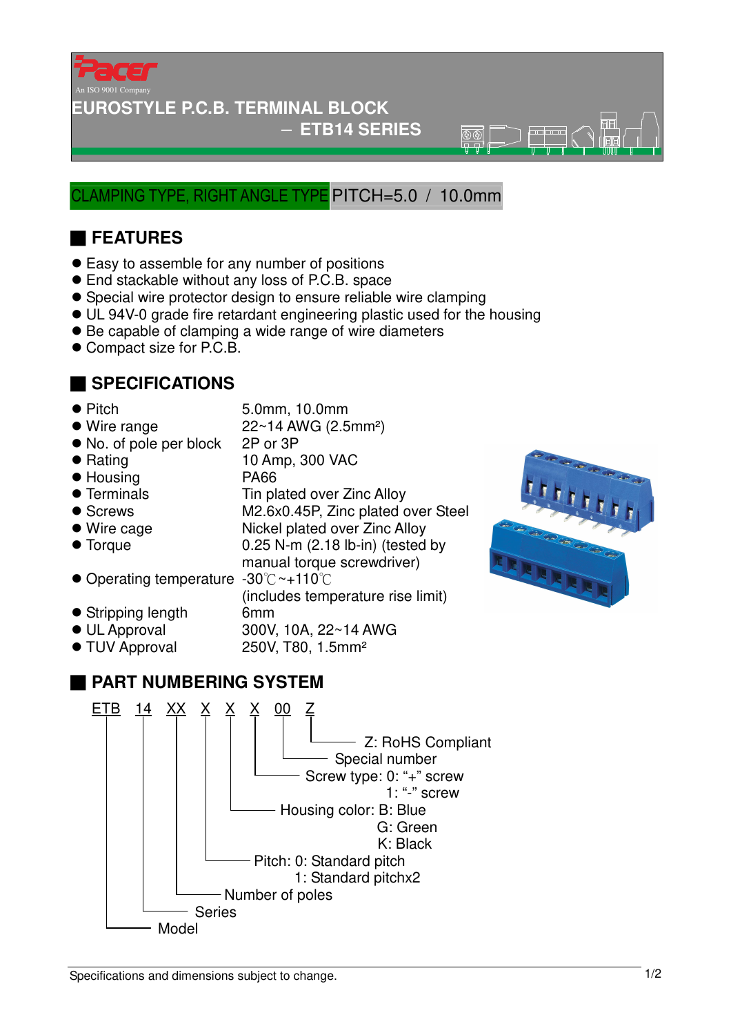Pacer

An ISO 9001 Company

# EUROSTYLE P.C.B. TERMINAL BLOCK
## – ETB14 SERIES

CLAMPING TYPE, RIGHT ANGLE TYPE PITCH=5.0 / 10.0mm

## FEATURES

- Easy to assemble for any number of positions
- End stackable without any loss of P.C.B. space
- Special wire protector design to ensure reliable wire clamping
- UL 94V-0 grade fire retardant engineering plastic used for the housing
- Be capable of clamping a wide range of wire diameters
- Compact size for P.C.B.

## SPECIFICATIONS

| | |
|---|---|
| Pitch | 5.0mm, 10.0mm |
| Wire range | 22~14 AWG (2.5mm²) |
| No. of pole per block | 2P or 3P |
| Rating | 10 Amp, 300 VAC |
| Housing | PA66 |
| Terminals | Tin plated over Zinc Alloy |
| Screws | M2.6x0.45P, Zinc plated over Steel |
| Wire cage | Nickel plated over Zinc Alloy |
| Torque | 0.25 N-m (2.18 lb-in) (tested by manual torque screwdriver) |
| Operating temperature | -30℃~+110℃ (includes temperature rise limit) |
| Stripping length | 6mm |
| UL Approval | 300V, 10A, 22~14 AWG |
| TUV Approval | 250V, T80, 1.5mm² |

## PART NUMBERING SYSTEM

ETB 14 XX X X X 00 Z

- Z: RoHS Compliant
- 00: Special number
- X: Screw type: 0: "+" screw, 1: "-" screw
- X: Housing color: B: Blue, G: Green, K: Black
- X: Pitch: 0: Standard pitch, 1: Standard pitchx2
- XX: Number of poles
- 14: Series
- ETB: Model

Specifications and dimensions subject to change.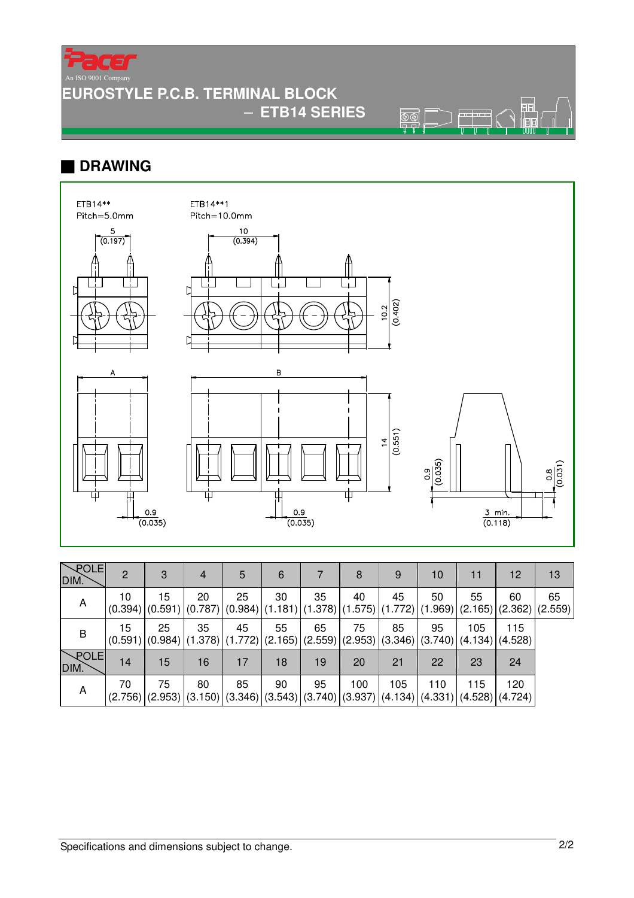# EUROSTYLE P.C.B. TERMINAL BLOCK

## – ETB14 SERIES

## DRAWING

ETB14**
Pitch=5.0mm

ETB14**1
Pitch=10.0mm

5
(0.197)

10
(0.394)

10.2
(0.402)

A

B

14
(0.551)

0.9
(0.035)

0.9
(0.035)

0.9
(0.035)

0.8
(0.031)

3 min.
(0.118)

| POLE / DIM. | 2 | 3 | 4 | 5 | 6 | 7 | 8 | 9 | 10 | 11 | 12 | 13 |
|---|---|---|---|---|---|---|---|---|---|---|---|---|
| A | 10 (0.394) | 15 (0.591) | 20 (0.787) | 25 (0.984) | 30 (1.181) | 35 (1.378) | 40 (1.575) | 45 (1.772) | 50 (1.969) | 55 (2.165) | 60 (2.362) | 65 (2.559) |
| B | 15 (0.591) | 25 (0.984) | 35 (1.378) | 45 (1.772) | 55 (2.165) | 65 (2.559) | 75 (2.953) | 85 (3.346) | 95 (3.740) | 105 (4.134) | 115 (4.528) | |
| POLE / DIM. | 14 | 15 | 16 | 17 | 18 | 19 | 20 | 21 | 22 | 23 | 24 | |
| A | 70 (2.756) | 75 (2.953) | 80 (3.150) | 85 (3.346) | 90 (3.543) | 95 (3.740) | 100 (3.937) | 105 (4.134) | 110 (4.331) | 115 (4.528) | 120 (4.724) | |

Specifications and dimensions subject to change.